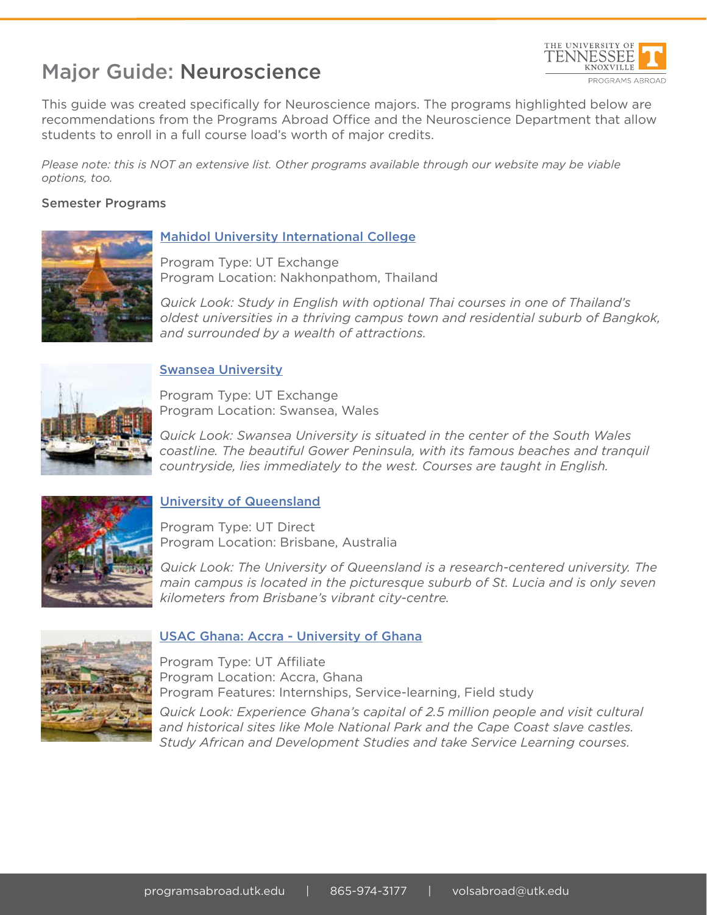# Major Guide: Neuroscience

This guide was created specifically for Neuroscience majors. The programs highlighted below are recommendations from the Programs Abroad Office and the Neuroscience Department that allow students to enroll in a full course load's worth of major credits.

*Please note: this is NOT an extensive list. Other programs available through our website may be viable options, too.*

## Semester Programs

### Mahidol University International College

Program Type: UT Exchange
Program Location: Nakhonpathom, Thailand

*Quick Look: Study in English with optional Thai courses in one of Thailand's oldest universities in a thriving campus town and residential suburb of Bangkok, and surrounded by a wealth of attractions.*

### Swansea University

Program Type: UT Exchange
Program Location: Swansea, Wales

*Quick Look: Swansea University is situated in the center of the South Wales coastline. The beautiful Gower Peninsula, with its famous beaches and tranquil countryside, lies immediately to the west. Courses are taught in English.*

### University of Queensland

Program Type: UT Direct
Program Location: Brisbane, Australia

*Quick Look: The University of Queensland is a research-centered university. The main campus is located in the picturesque suburb of St. Lucia and is only seven kilometers from Brisbane's vibrant city-centre.*

### USAC Ghana: Accra - University of Ghana

Program Type: UT Affiliate
Program Location: Accra, Ghana
Program Features: Internships, Service-learning, Field study

*Quick Look: Experience Ghana's capital of 2.5 million people and visit cultural and historical sites like Mole National Park and the Cape Coast slave castles. Study African and Development Studies and take Service Learning courses.*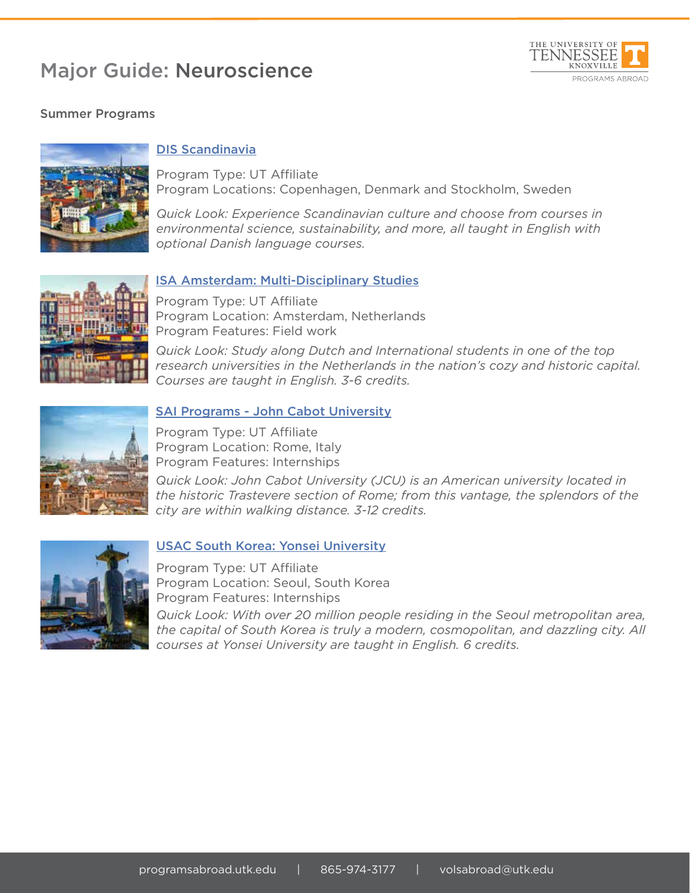# Major Guide: Neuroscience

## Summer Programs

### DIS Scandinavia

Program Type: UT Affiliate
Program Locations: Copenhagen, Denmark and Stockholm, Sweden

*Quick Look: Experience Scandinavian culture and choose from courses in environmental science, sustainability, and more, all taught in English with optional Danish language courses.*

### ISA Amsterdam: Multi-Disciplinary Studies

Program Type: UT Affiliate
Program Location: Amsterdam, Netherlands
Program Features: Field work

*Quick Look: Study along Dutch and International students in one of the top research universities in the Netherlands in the nation's cozy and historic capital. Courses are taught in English. 3-6 credits.*

### SAI Programs - John Cabot University

Program Type: UT Affiliate
Program Location: Rome, Italy
Program Features: Internships

*Quick Look: John Cabot University (JCU) is an American university located in the historic Trastevere section of Rome; from this vantage, the splendors of the city are within walking distance. 3-12 credits.*

### USAC South Korea: Yonsei University

Program Type: UT Affiliate
Program Location: Seoul, South Korea
Program Features: Internships

*Quick Look: With over 20 million people residing in the Seoul metropolitan area, the capital of South Korea is truly a modern, cosmopolitan, and dazzling city. All courses at Yonsei University are taught in English. 6 credits.*